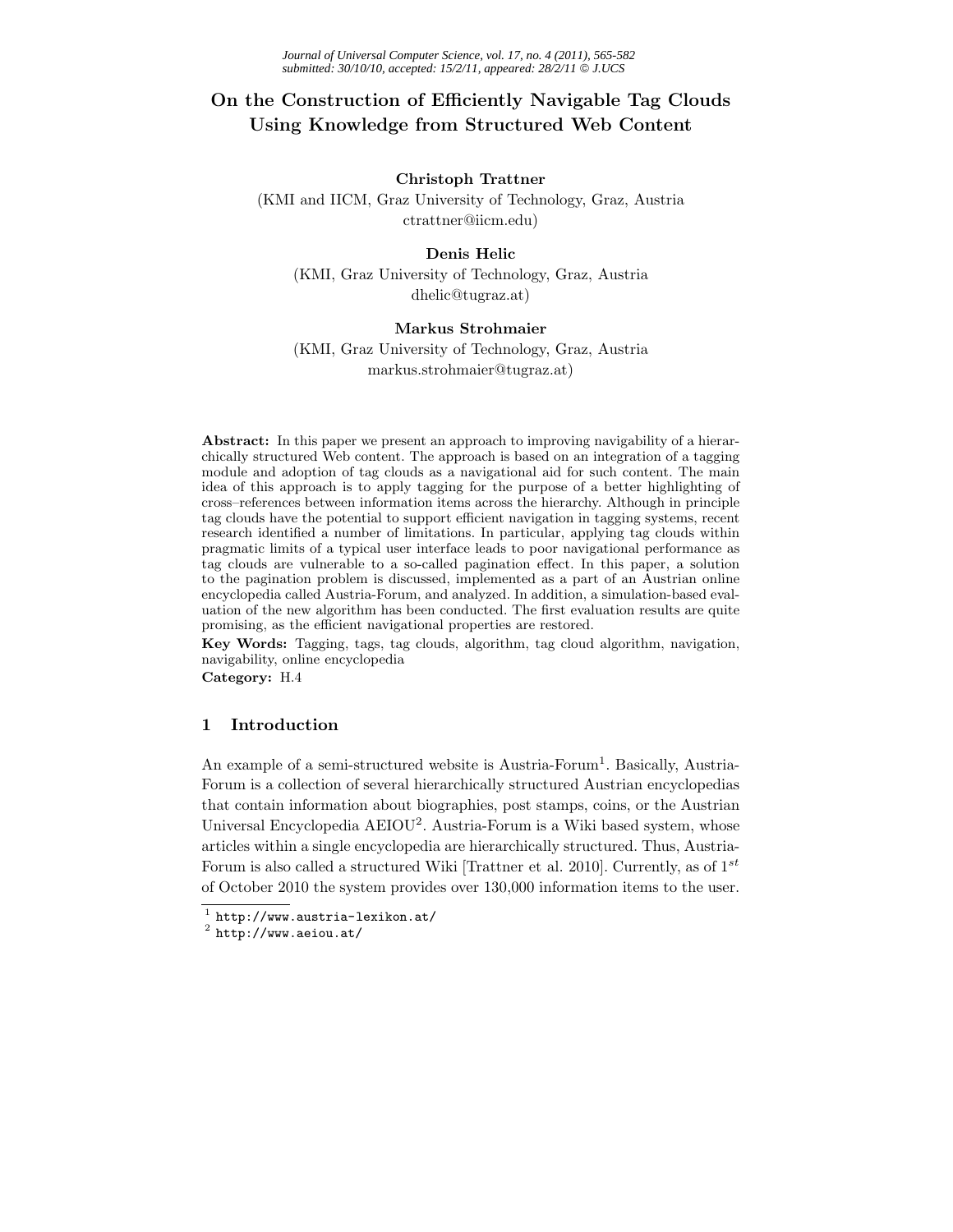# On the Construction of Efficiently Navigable Tag Clouds Using Knowledge from Structured Web Content

**Christoph Trattner**
(KMI and IICM, Graz University of Technology, Graz, Austria
ctrattner@iicm.edu)

**Denis Helic**
(KMI, Graz University of Technology, Graz, Austria
dhelic@tugraz.at)

**Markus Strohmaier**
(KMI, Graz University of Technology, Graz, Austria
markus.strohmaier@tugraz.at)

**Abstract:** In this paper we present an approach to improving navigability of a hierarchically structured Web content. The approach is based on an integration of a tagging module and adoption of tag clouds as a navigational aid for such content. The main idea of this approach is to apply tagging for the purpose of a better highlighting of cross–references between information items across the hierarchy. Although in principle tag clouds have the potential to support efficient navigation in tagging systems, recent research identified a number of limitations. In particular, applying tag clouds within pragmatic limits of a typical user interface leads to poor navigational performance as tag clouds are vulnerable to a so-called pagination effect. In this paper, a solution to the pagination problem is discussed, implemented as a part of an Austrian online encyclopedia called Austria-Forum, and analyzed. In addition, a simulation-based evaluation of the new algorithm has been conducted. The first evaluation results are quite promising, as the efficient navigational properties are restored.

**Key Words:** Tagging, tags, tag clouds, algorithm, tag cloud algorithm, navigation, navigability, online encyclopedia

**Category:** H.4

## 1 Introduction

An example of a semi-structured website is Austria-Forum[1]. Basically, Austria-Forum is a collection of several hierarchically structured Austrian encyclopedias that contain information about biographies, post stamps, coins, or the Austrian Universal Encyclopedia AEIOU[2]. Austria-Forum is a Wiki based system, whose articles within a single encyclopedia are hierarchically structured. Thus, Austria-Forum is also called a structured Wiki [Trattner et al. 2010]. Currently, as of $1^{st}$ of October 2010 the system provides over 130,000 information items to the user.

[1] http://www.austria-lexikon.at/
[2] http://www.aeiou.at/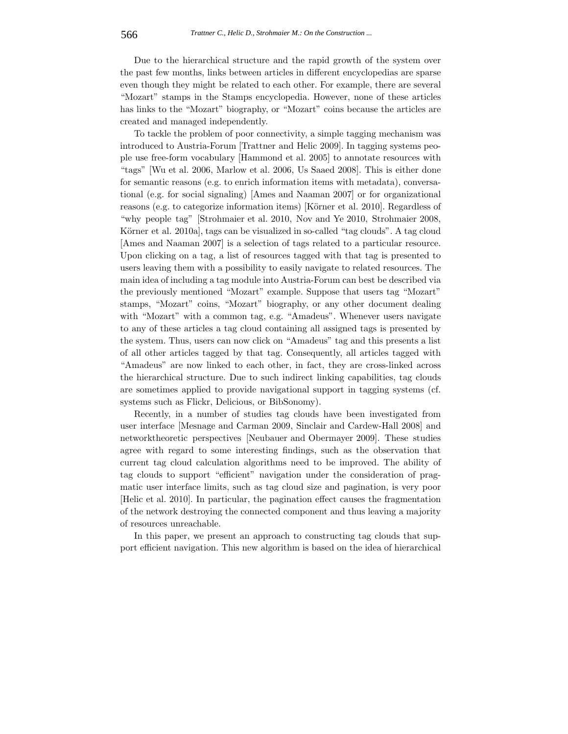Due to the hierarchical structure and the rapid growth of the system over the past few months, links between articles in different encyclopedias are sparse even though they might be related to each other. For example, there are several "Mozart" stamps in the Stamps encyclopedia. However, none of these articles has links to the "Mozart" biography, or "Mozart" coins because the articles are created and managed independently.

To tackle the problem of poor connectivity, a simple tagging mechanism was introduced to Austria-Forum [Trattner and Helic 2009]. In tagging systems people use free-form vocabulary [Hammond et al. 2005] to annotate resources with "tags" [Wu et al. 2006, Marlow et al. 2006, Us Saaed 2008]. This is either done for semantic reasons (e.g. to enrich information items with metadata), conversational (e.g. for social signaling) [Ames and Naaman 2007] or for organizational reasons (e.g. to categorize information items) [Körner et al. 2010]. Regardless of "why people tag" [Strohmaier et al. 2010, Nov and Ye 2010, Strohmaier 2008, Körner et al. 2010a], tags can be visualized in so-called "tag clouds". A tag cloud [Ames and Naaman 2007] is a selection of tags related to a particular resource. Upon clicking on a tag, a list of resources tagged with that tag is presented to users leaving them with a possibility to easily navigate to related resources. The main idea of including a tag module into Austria-Forum can best be described via the previously mentioned "Mozart" example. Suppose that users tag "Mozart" stamps, "Mozart" coins, "Mozart" biography, or any other document dealing with "Mozart" with a common tag, e.g. "Amadeus". Whenever users navigate to any of these articles a tag cloud containing all assigned tags is presented by the system. Thus, users can now click on "Amadeus" tag and this presents a list of all other articles tagged by that tag. Consequently, all articles tagged with "Amadeus" are now linked to each other, in fact, they are cross-linked across the hierarchical structure. Due to such indirect linking capabilities, tag clouds are sometimes applied to provide navigational support in tagging systems (cf. systems such as Flickr, Delicious, or BibSonomy).

Recently, in a number of studies tag clouds have been investigated from user interface [Mesnage and Carman 2009, Sinclair and Cardew-Hall 2008] and networktheoretic perspectives [Neubauer and Obermayer 2009]. These studies agree with regard to some interesting findings, such as the observation that current tag cloud calculation algorithms need to be improved. The ability of tag clouds to support "efficient" navigation under the consideration of pragmatic user interface limits, such as tag cloud size and pagination, is very poor [Helic et al. 2010]. In particular, the pagination effect causes the fragmentation of the network destroying the connected component and thus leaving a majority of resources unreachable.

In this paper, we present an approach to constructing tag clouds that support efficient navigation. This new algorithm is based on the idea of hierarchical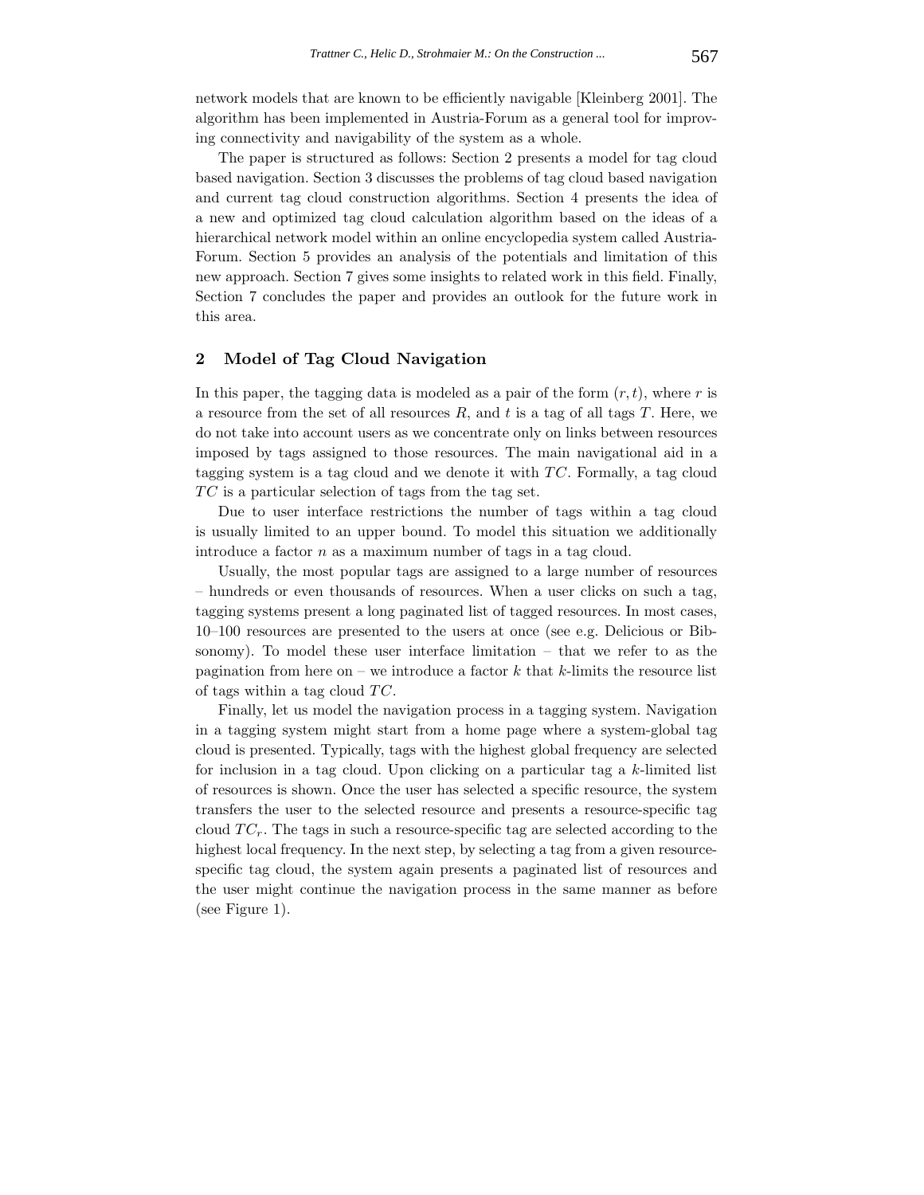network models that are known to be efficiently navigable [Kleinberg 2001]. The algorithm has been implemented in Austria-Forum as a general tool for improving connectivity and navigability of the system as a whole.

The paper is structured as follows: Section 2 presents a model for tag cloud based navigation. Section 3 discusses the problems of tag cloud based navigation and current tag cloud construction algorithms. Section 4 presents the idea of a new and optimized tag cloud calculation algorithm based on the ideas of a hierarchical network model within an online encyclopedia system called Austria-Forum. Section 5 provides an analysis of the potentials and limitation of this new approach. Section 7 gives some insights to related work in this field. Finally, Section 7 concludes the paper and provides an outlook for the future work in this area.

## 2 Model of Tag Cloud Navigation

In this paper, the tagging data is modeled as a pair of the form $(r, t)$, where $r$ is a resource from the set of all resources $R$, and $t$ is a tag of all tags $T$. Here, we do not take into account users as we concentrate only on links between resources imposed by tags assigned to those resources. The main navigational aid in a tagging system is a tag cloud and we denote it with $TC$. Formally, a tag cloud $TC$ is a particular selection of tags from the tag set.

Due to user interface restrictions the number of tags within a tag cloud is usually limited to an upper bound. To model this situation we additionally introduce a factor $n$ as a maximum number of tags in a tag cloud.

Usually, the most popular tags are assigned to a large number of resources – hundreds or even thousands of resources. When a user clicks on such a tag, tagging systems present a long paginated list of tagged resources. In most cases, 10–100 resources are presented to the users at once (see e.g. Delicious or Bibsonomy). To model these user interface limitation – that we refer to as the pagination from here on – we introduce a factor $k$ that $k$-limits the resource list of tags within a tag cloud $TC$.

Finally, let us model the navigation process in a tagging system. Navigation in a tagging system might start from a home page where a system-global tag cloud is presented. Typically, tags with the highest global frequency are selected for inclusion in a tag cloud. Upon clicking on a particular tag a $k$-limited list of resources is shown. Once the user has selected a specific resource, the system transfers the user to the selected resource and presents a resource-specific tag cloud $TC_r$. The tags in such a resource-specific tag are selected according to the highest local frequency. In the next step, by selecting a tag from a given resource-specific tag cloud, the system again presents a paginated list of resources and the user might continue the navigation process in the same manner as before (see Figure 1).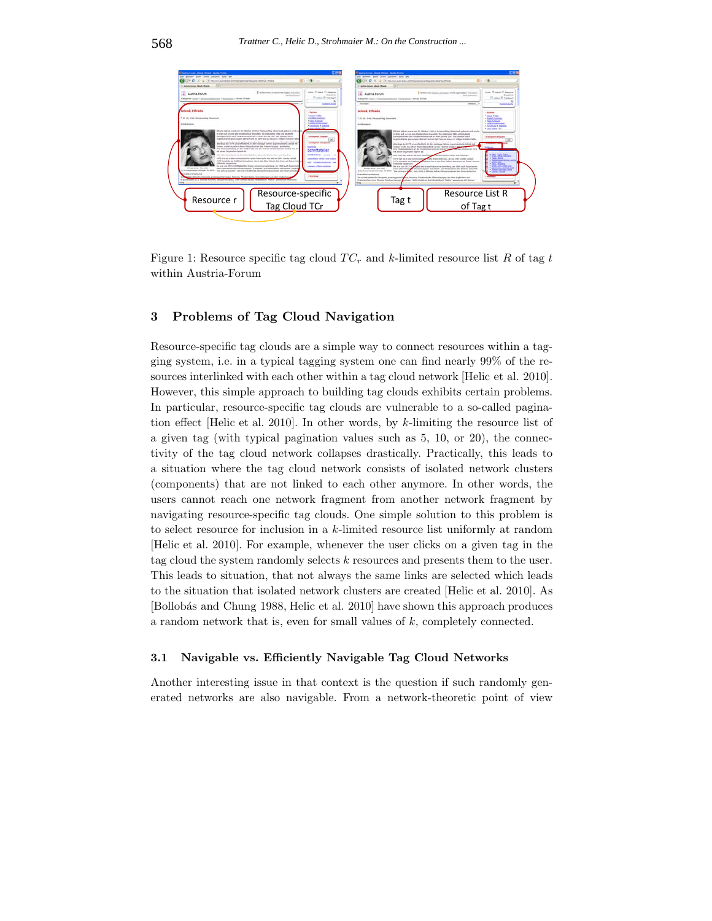Figure 1: Resource specific tag cloud $TC_r$ and $k$-limited resource list $R$ of tag $t$ within Austria-Forum

## 3 Problems of Tag Cloud Navigation

Resource-specific tag clouds are a simple way to connect resources within a tagging system, i.e. in a typical tagging system one can find nearly 99% of the resources interlinked with each other within a tag cloud network [Helic et al. 2010]. However, this simple approach to building tag clouds exhibits certain problems. In particular, resource-specific tag clouds are vulnerable to a so-called pagination effect [Helic et al. 2010]. In other words, by $k$-limiting the resource list of a given tag (with typical pagination values such as 5, 10, or 20), the connectivity of the tag cloud network collapses drastically. Practically, this leads to a situation where the tag cloud network consists of isolated network clusters (components) that are not linked to each other anymore. In other words, the users cannot reach one network fragment from another network fragment by navigating resource-specific tag clouds. One simple solution to this problem is to select resource for inclusion in a $k$-limited resource list uniformly at random [Helic et al. 2010]. For example, whenever the user clicks on a given tag in the tag cloud the system randomly selects $k$ resources and presents them to the user. This leads to situation, that not always the same links are selected which leads to the situation that isolated network clusters are created [Helic et al. 2010]. As [Bollobás and Chung 1988, Helic et al. 2010] have shown this approach produces a random network that is, even for small values of $k$, completely connected.

### 3.1 Navigable vs. Efficiently Navigable Tag Cloud Networks

Another interesting issue in that context is the question if such randomly generated networks are also navigable. From a network-theoretic point of view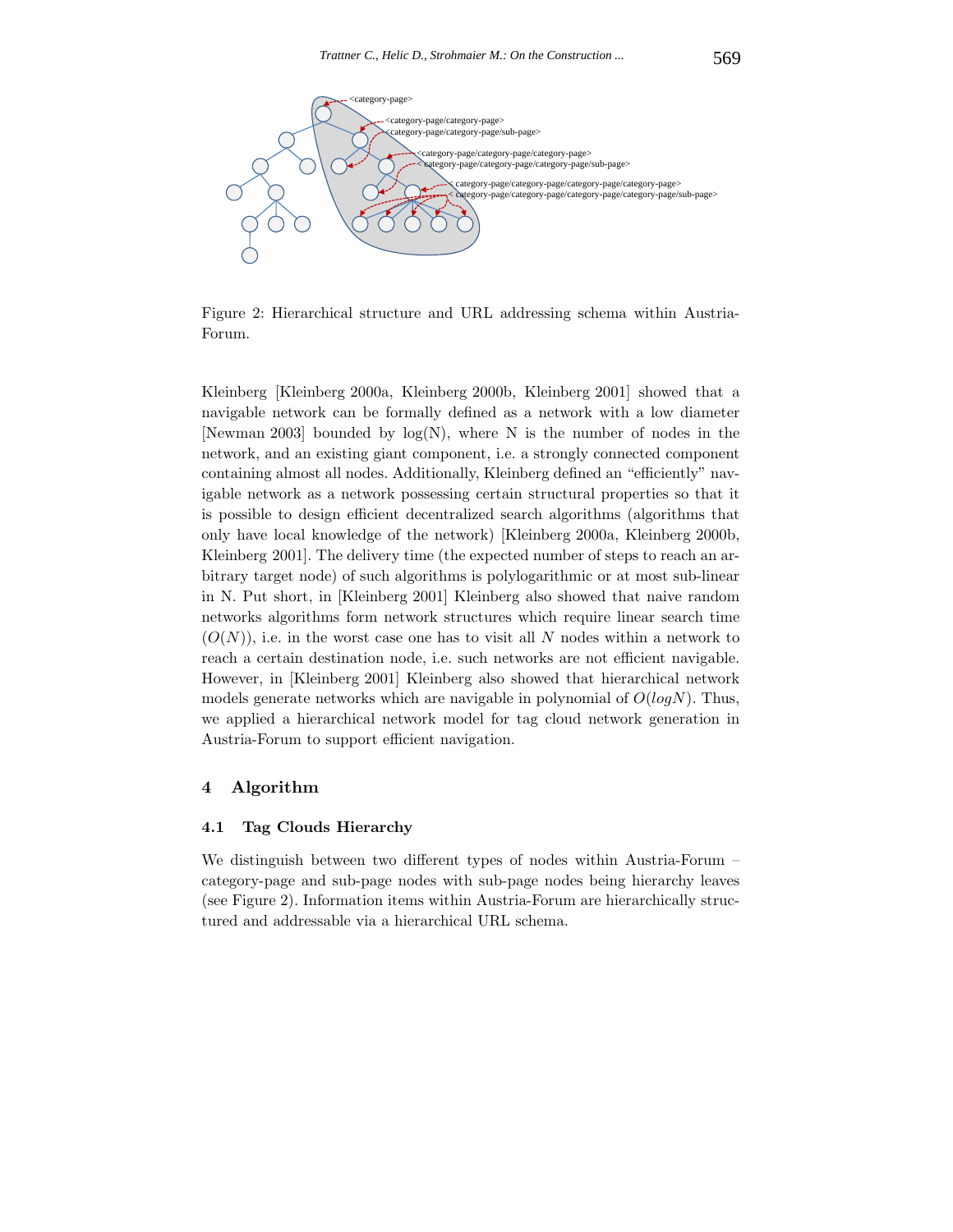Figure 2: Hierarchical structure and URL addressing schema within Austria-Forum.

Kleinberg [Kleinberg 2000a, Kleinberg 2000b, Kleinberg 2001] showed that a navigable network can be formally defined as a network with a low diameter [Newman 2003] bounded by log(N), where N is the number of nodes in the network, and an existing giant component, i.e. a strongly connected component containing almost all nodes. Additionally, Kleinberg defined an "efficiently" navigable network as a network possessing certain structural properties so that it is possible to design efficient decentralized search algorithms (algorithms that only have local knowledge of the network) [Kleinberg 2000a, Kleinberg 2000b, Kleinberg 2001]. The delivery time (the expected number of steps to reach an arbitrary target node) of such algorithms is polylogarithmic or at most sub-linear in N. Put short, in [Kleinberg 2001] Kleinberg also showed that naive random networks algorithms form network structures which require linear search time ($O(N)$), i.e. in the worst case one has to visit all $N$ nodes within a network to reach a certain destination node, i.e. such networks are not efficient navigable. However, in [Kleinberg 2001] Kleinberg also showed that hierarchical network models generate networks which are navigable in polynomial of $O(logN)$. Thus, we applied a hierarchical network model for tag cloud network generation in Austria-Forum to support efficient navigation.

## 4 Algorithm

### 4.1 Tag Clouds Hierarchy

We distinguish between two different types of nodes within Austria-Forum – category-page and sub-page nodes with sub-page nodes being hierarchy leaves (see Figure 2). Information items within Austria-Forum are hierarchically structured and addressable via a hierarchical URL schema.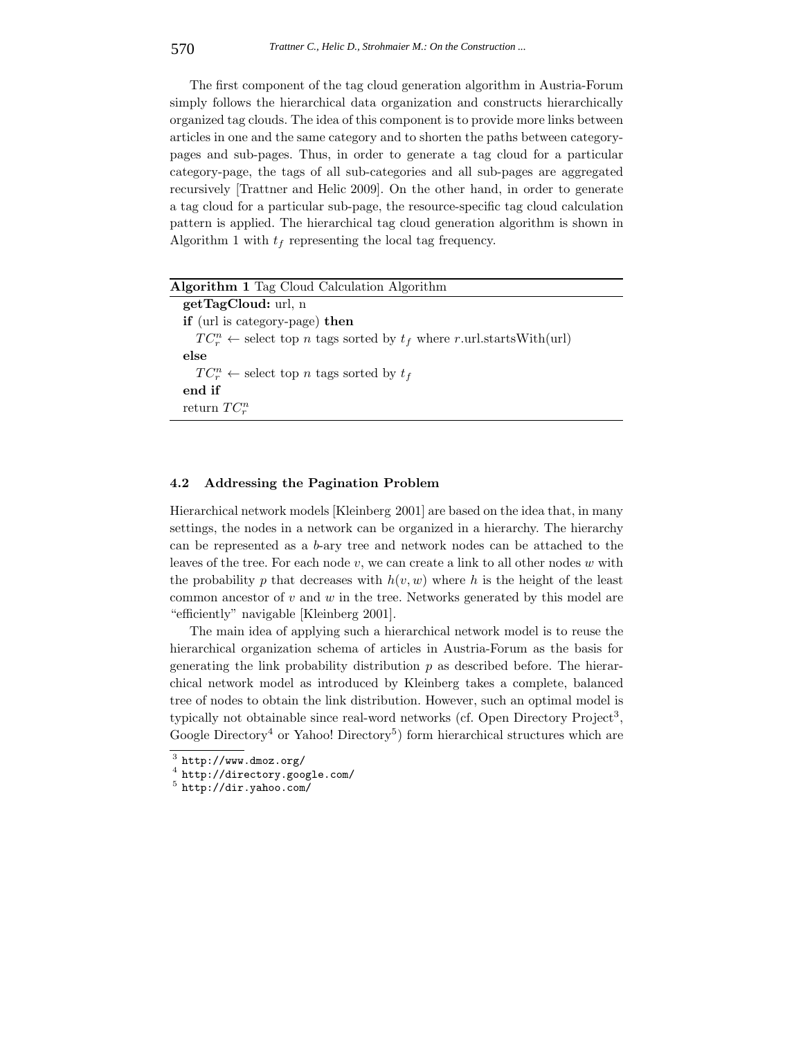The first component of the tag cloud generation algorithm in Austria-Forum simply follows the hierarchical data organization and constructs hierarchically organized tag clouds. The idea of this component is to provide more links between articles in one and the same category and to shorten the paths between category-pages and sub-pages. Thus, in order to generate a tag cloud for a particular category-page, the tags of all sub-categories and all sub-pages are aggregated recursively [Trattner and Helic 2009]. On the other hand, in order to generate a tag cloud for a particular sub-page, the resource-specific tag cloud calculation pattern is applied. The hierarchical tag cloud generation algorithm is shown in Algorithm 1 with $t_f$ representing the local tag frequency.

**Algorithm 1** Tag Cloud Calculation Algorithm

**getTagCloud:** url, n
**if** (url is category-page) **then**
  $TC_r^n \leftarrow$ select top $n$ tags sorted by $t_f$ where $r$.url.startsWith(url)
**else**
  $TC_r^n \leftarrow$ select top $n$ tags sorted by $t_f$
**end if**
return $TC_r^n$

### 4.2 Addressing the Pagination Problem

Hierarchical network models [Kleinberg 2001] are based on the idea that, in many settings, the nodes in a network can be organized in a hierarchy. The hierarchy can be represented as a $b$-ary tree and network nodes can be attached to the leaves of the tree. For each node $v$, we can create a link to all other nodes $w$ with the probability $p$ that decreases with $h(v, w)$ where $h$ is the height of the least common ancestor of $v$ and $w$ in the tree. Networks generated by this model are "efficiently" navigable [Kleinberg 2001].

The main idea of applying such a hierarchical network model is to reuse the hierarchical organization schema of articles in Austria-Forum as the basis for generating the link probability distribution $p$ as described before. The hierarchical network model as introduced by Kleinberg takes a complete, balanced tree of nodes to obtain the link distribution. However, such an optimal model is typically not obtainable since real-word networks (cf. Open Directory Project[3], Google Directory[4] or Yahoo! Directory[5]) form hierarchical structures which are

[3] http://www.dmoz.org/
[4] http://directory.google.com/
[5] http://dir.yahoo.com/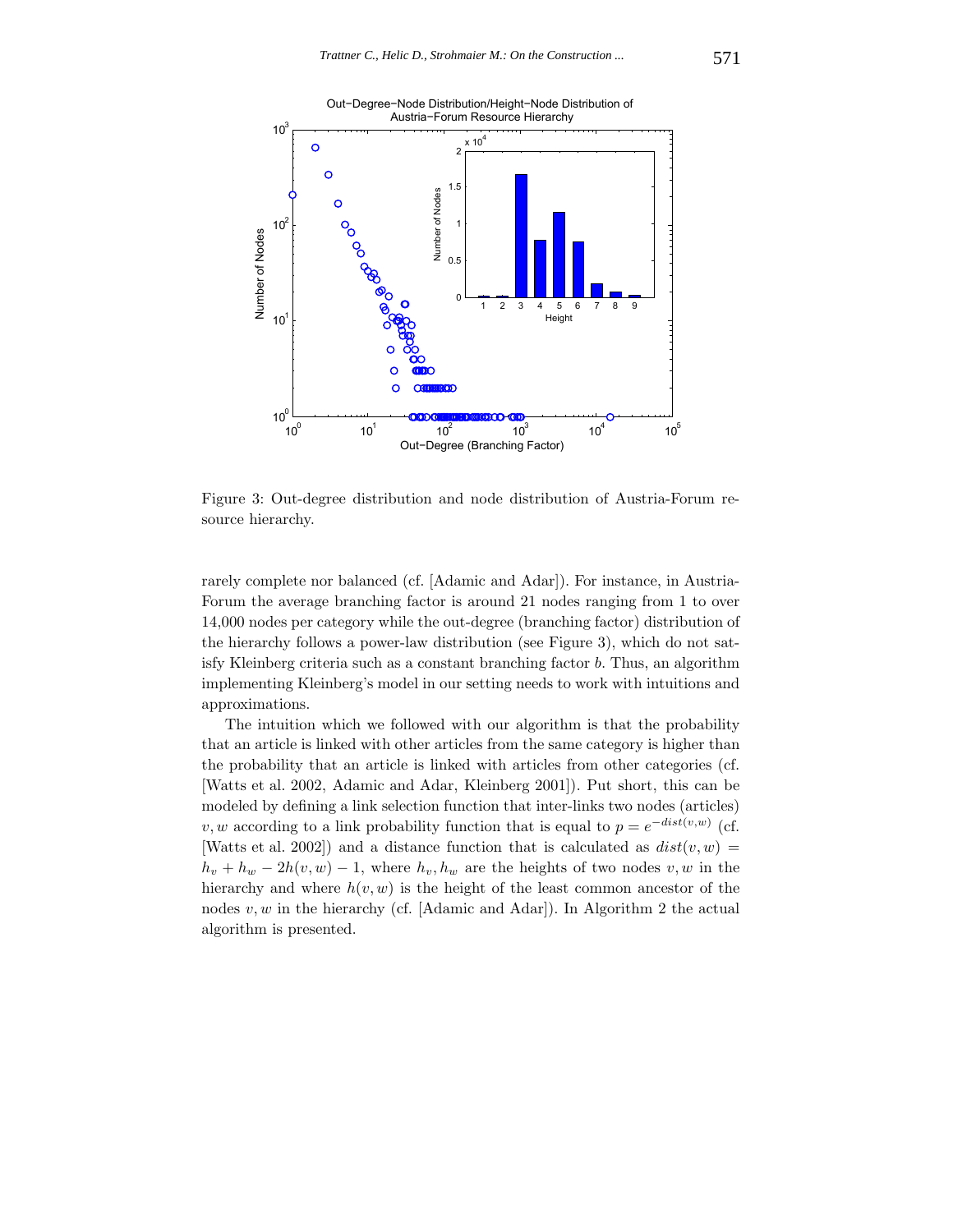Figure 3: Out-degree distribution and node distribution of Austria-Forum resource hierarchy.

rarely complete nor balanced (cf. [Adamic and Adar]). For instance, in Austria-Forum the average branching factor is around 21 nodes ranging from 1 to over 14,000 nodes per category while the out-degree (branching factor) distribution of the hierarchy follows a power-law distribution (see Figure 3), which do not satisfy Kleinberg criteria such as a constant branching factor $b$. Thus, an algorithm implementing Kleinberg's model in our setting needs to work with intuitions and approximations.

The intuition which we followed with our algorithm is that the probability that an article is linked with other articles from the same category is higher than the probability that an article is linked with articles from other categories (cf. [Watts et al. 2002, Adamic and Adar, Kleinberg 2001]). Put short, this can be modeled by defining a link selection function that inter-links two nodes (articles) $v, w$ according to a link probability function that is equal to $p = e^{-dist(v,w)}$ (cf. [Watts et al. 2002]) and a distance function that is calculated as $dist(v, w) = h_v + h_w - 2h(v, w) - 1$, where $h_v, h_w$ are the heights of two nodes $v, w$ in the hierarchy and where $h(v, w)$ is the height of the least common ancestor of the nodes $v, w$ in the hierarchy (cf. [Adamic and Adar]). In Algorithm 2 the actual algorithm is presented.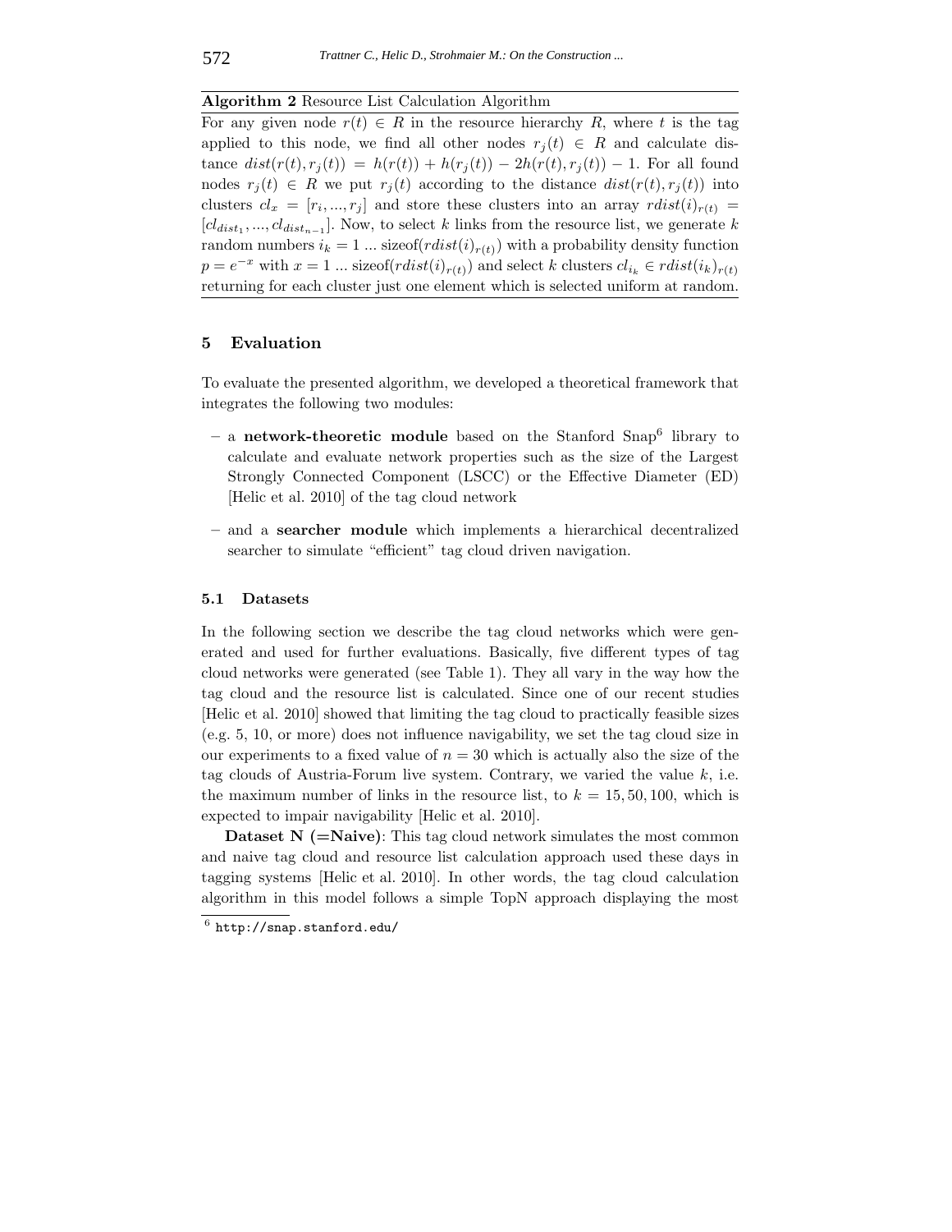**Algorithm 2** Resource List Calculation Algorithm

For any given node $r(t) \in R$ in the resource hierarchy $R$, where $t$ is the tag applied to this node, we find all other nodes $r_j(t) \in R$ and calculate distance $dist(r(t), r_j(t)) = h(r(t)) + h(r_j(t)) - 2h(r(t), r_j(t)) - 1$. For all found nodes $r_j(t) \in R$ we put $r_j(t)$ according to the distance $dist(r(t), r_j(t))$ into clusters $cl_x = [r_i, ..., r_j]$ and store these clusters into an array $rdist(i)_{r(t)} = [cl_{dist_1}, ..., cl_{dist_{n-1}}]$. Now, to select $k$ links from the resource list, we generate $k$ random numbers $i_k = 1 ... \text{sizeof}(rdist(i)_{r(t)})$ with a probability density function $p = e^{-x}$ with $x = 1 ... \text{sizeof}(rdist(i)_{r(t)})$ and select $k$ clusters $cl_{i_k} \in rdist(i_k)_{r(t)}$ returning for each cluster just one element which is selected uniform at random.

## 5 Evaluation

To evaluate the presented algorithm, we developed a theoretical framework that integrates the following two modules:

- a **network-theoretic module** based on the Stanford Snap[6] library to calculate and evaluate network properties such as the size of the Largest Strongly Connected Component (LSCC) or the Effective Diameter (ED) [Helic et al. 2010] of the tag cloud network
- and a **searcher module** which implements a hierarchical decentralized searcher to simulate "efficient" tag cloud driven navigation.

### 5.1 Datasets

In the following section we describe the tag cloud networks which were generated and used for further evaluations. Basically, five different types of tag cloud networks were generated (see Table 1). They all vary in the way how the tag cloud and the resource list is calculated. Since one of our recent studies [Helic et al. 2010] showed that limiting the tag cloud to practically feasible sizes (e.g. 5, 10, or more) does not influence navigability, we set the tag cloud size in our experiments to a fixed value of $n = 30$ which is actually also the size of the tag clouds of Austria-Forum live system. Contrary, we varied the value $k$, i.e. the maximum number of links in the resource list, to $k = 15, 50, 100$, which is expected to impair navigability [Helic et al. 2010].

**Dataset N (=Naive)**: This tag cloud network simulates the most common and naive tag cloud and resource list calculation approach used these days in tagging systems [Helic et al. 2010]. In other words, the tag cloud calculation algorithm in this model follows a simple TopN approach displaying the most

[6] http://snap.stanford.edu/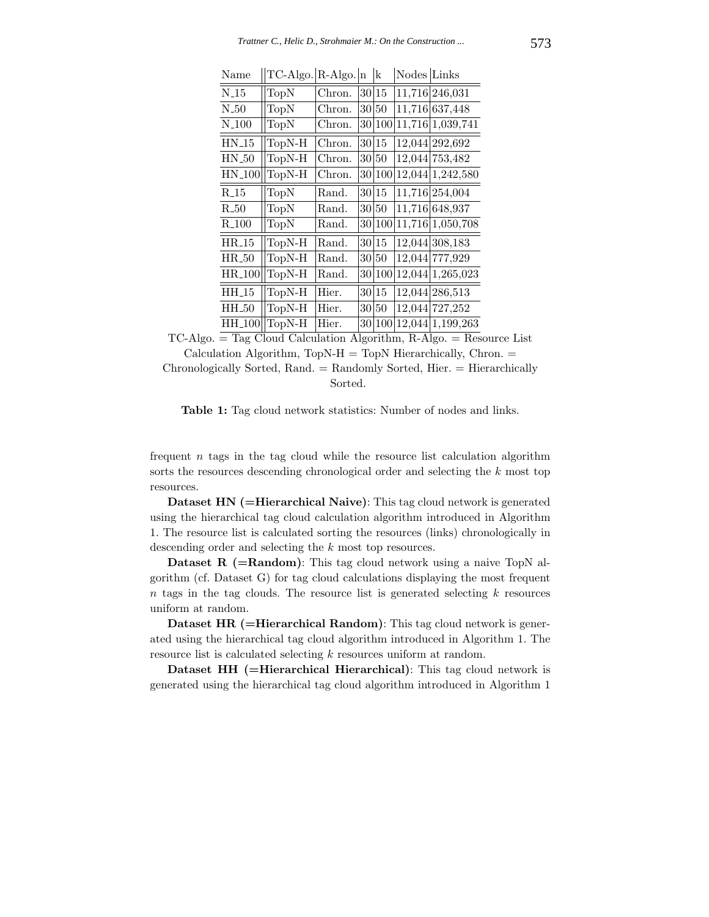| Name | TC-Algo. | R-Algo. | n | k | Nodes | Links |
|---|---|---|---|---|---|---|
| N_15 | TopN | Chron. | 30 | 15 | 11,716 | 246,031 |
| N_50 | TopN | Chron. | 30 | 50 | 11,716 | 637,448 |
| N_100 | TopN | Chron. | 30 | 100 | 11,716 | 1,039,741 |
| HN_15 | TopN-H | Chron. | 30 | 15 | 12,044 | 292,692 |
| HN_50 | TopN-H | Chron. | 30 | 50 | 12,044 | 753,482 |
| HN_100 | TopN-H | Chron. | 30 | 100 | 12,044 | 1,242,580 |
| R_15 | TopN | Rand. | 30 | 15 | 11,716 | 254,004 |
| R_50 | TopN | Rand. | 30 | 50 | 11,716 | 648,937 |
| R_100 | TopN | Rand. | 30 | 100 | 11,716 | 1,050,708 |
| HR_15 | TopN-H | Rand. | 30 | 15 | 12,044 | 308,183 |
| HR_50 | TopN-H | Rand. | 30 | 50 | 12,044 | 777,929 |
| HR_100 | TopN-H | Rand. | 30 | 100 | 12,044 | 1,265,023 |
| HH_15 | TopN-H | Hier. | 30 | 15 | 12,044 | 286,513 |
| HH_50 | TopN-H | Hier. | 30 | 50 | 12,044 | 727,252 |
| HH_100 | TopN-H | Hier. | 30 | 100 | 12,044 | 1,199,263 |

TC-Algo. = Tag Cloud Calculation Algorithm, R-Algo. = Resource List Calculation Algorithm, TopN-H = TopN Hierarchically, Chron. = Chronologically Sorted, Rand. = Randomly Sorted, Hier. = Hierarchically Sorted.

**Table 1:** Tag cloud network statistics: Number of nodes and links.

frequent $n$ tags in the tag cloud while the resource list calculation algorithm sorts the resources descending chronological order and selecting the $k$ most top resources.

**Dataset HN (=Hierarchical Naive)**: This tag cloud network is generated using the hierarchical tag cloud calculation algorithm introduced in Algorithm 1. The resource list is calculated sorting the resources (links) chronologically in descending order and selecting the $k$ most top resources.

**Dataset R (=Random)**: This tag cloud network using a naive TopN algorithm (cf. Dataset G) for tag cloud calculations displaying the most frequent $n$ tags in the tag clouds. The resource list is generated selecting $k$ resources uniform at random.

**Dataset HR (=Hierarchical Random)**: This tag cloud network is generated using the hierarchical tag cloud algorithm introduced in Algorithm 1. The resource list is calculated selecting $k$ resources uniform at random.

**Dataset HH (=Hierarchical Hierarchical)**: This tag cloud network is generated using the hierarchical tag cloud algorithm introduced in Algorithm 1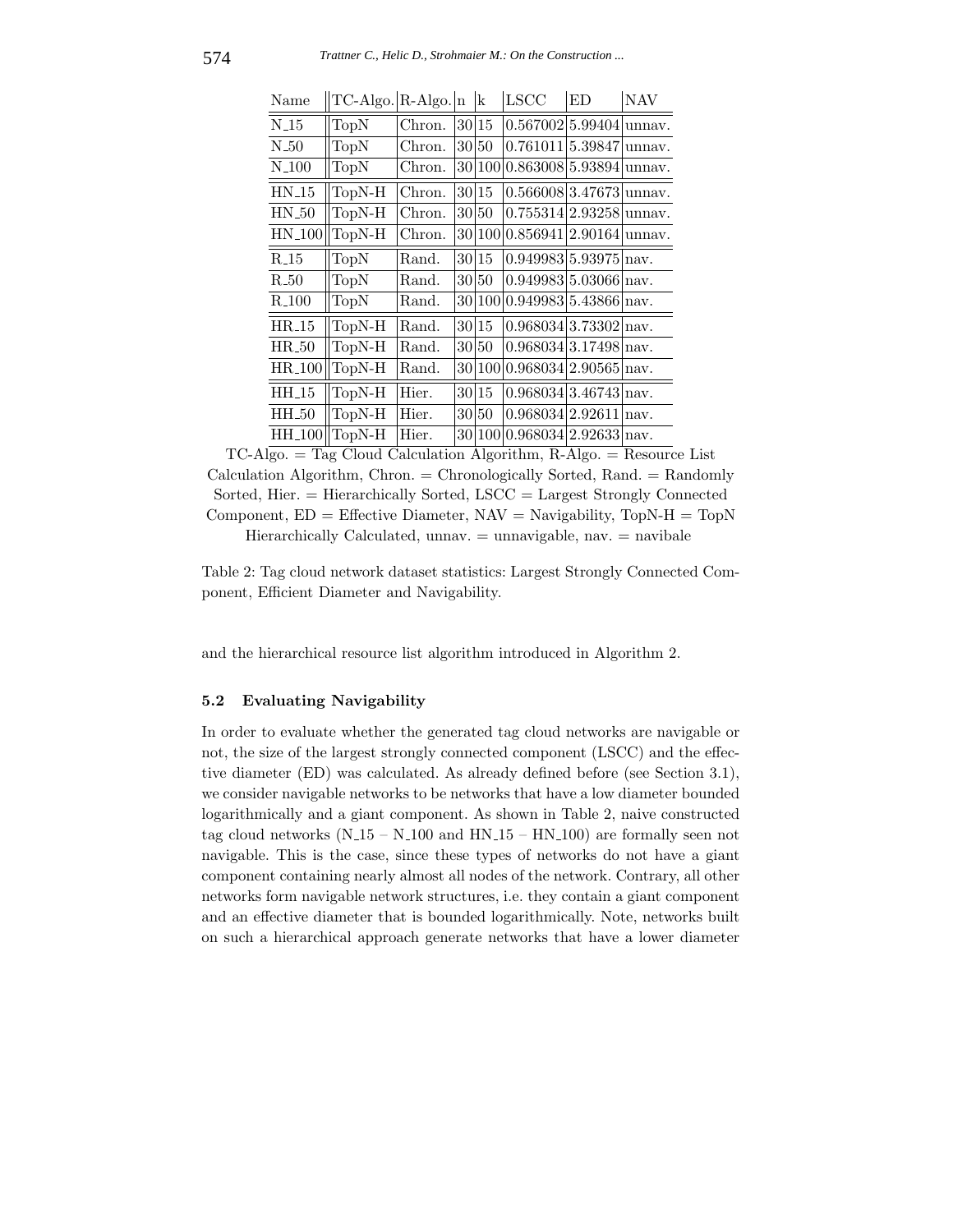| Name | TC-Algo. | R-Algo. | n | k | LSCC | ED | NAV |
|---|---|---|---|---|---|---|---|
| N_15 | TopN | Chron. | 30 | 15 | 0.567002 | 5.99404 | unnav. |
| N_50 | TopN | Chron. | 30 | 50 | 0.761011 | 5.39847 | unnav. |
| N_100 | TopN | Chron. | 30 | 100 | 0.863008 | 5.93894 | unnav. |
| HN_15 | TopN-H | Chron. | 30 | 15 | 0.566008 | 3.47673 | unnav. |
| HN_50 | TopN-H | Chron. | 30 | 50 | 0.755314 | 2.93258 | unnav. |
| HN_100 | TopN-H | Chron. | 30 | 100 | 0.856941 | 2.90164 | unnav. |
| R_15 | TopN | Rand. | 30 | 15 | 0.949983 | 5.93975 | nav. |
| R_50 | TopN | Rand. | 30 | 50 | 0.949983 | 5.03066 | nav. |
| R_100 | TopN | Rand. | 30 | 100 | 0.949983 | 5.43866 | nav. |
| HR_15 | TopN-H | Rand. | 30 | 15 | 0.968034 | 3.73302 | nav. |
| HR_50 | TopN-H | Rand. | 30 | 50 | 0.968034 | 3.17498 | nav. |
| HR_100 | TopN-H | Rand. | 30 | 100 | 0.968034 | 2.90565 | nav. |
| HH_15 | TopN-H | Hier. | 30 | 15 | 0.968034 | 3.46743 | nav. |
| HH_50 | TopN-H | Hier. | 30 | 50 | 0.968034 | 2.92611 | nav. |
| HH_100 | TopN-H | Hier. | 30 | 100 | 0.968034 | 2.92633 | nav. |

TC-Algo. = Tag Cloud Calculation Algorithm, R-Algo. = Resource List Calculation Algorithm, Chron. = Chronologically Sorted, Rand. = Randomly Sorted, Hier. = Hierarchically Sorted, LSCC = Largest Strongly Connected Component, ED = Effective Diameter, NAV = Navigability, TopN-H = TopN Hierarchically Calculated, unnav. = unnavigable, nav. = navibale

Table 2: Tag cloud network dataset statistics: Largest Strongly Connected Component, Efficient Diameter and Navigability.

and the hierarchical resource list algorithm introduced in Algorithm 2.

### 5.2 Evaluating Navigability

In order to evaluate whether the generated tag cloud networks are navigable or not, the size of the largest strongly connected component (LSCC) and the effective diameter (ED) was calculated. As already defined before (see Section 3.1), we consider navigable networks to be networks that have a low diameter bounded logarithmically and a giant component. As shown in Table 2, naive constructed tag cloud networks (N_15 – N_100 and HN_15 – HN_100) are formally seen not navigable. This is the case, since these types of networks do not have a giant component containing nearly almost all nodes of the network. Contrary, all other networks form navigable network structures, i.e. they contain a giant component and an effective diameter that is bounded logarithmically. Note, networks built on such a hierarchical approach generate networks that have a lower diameter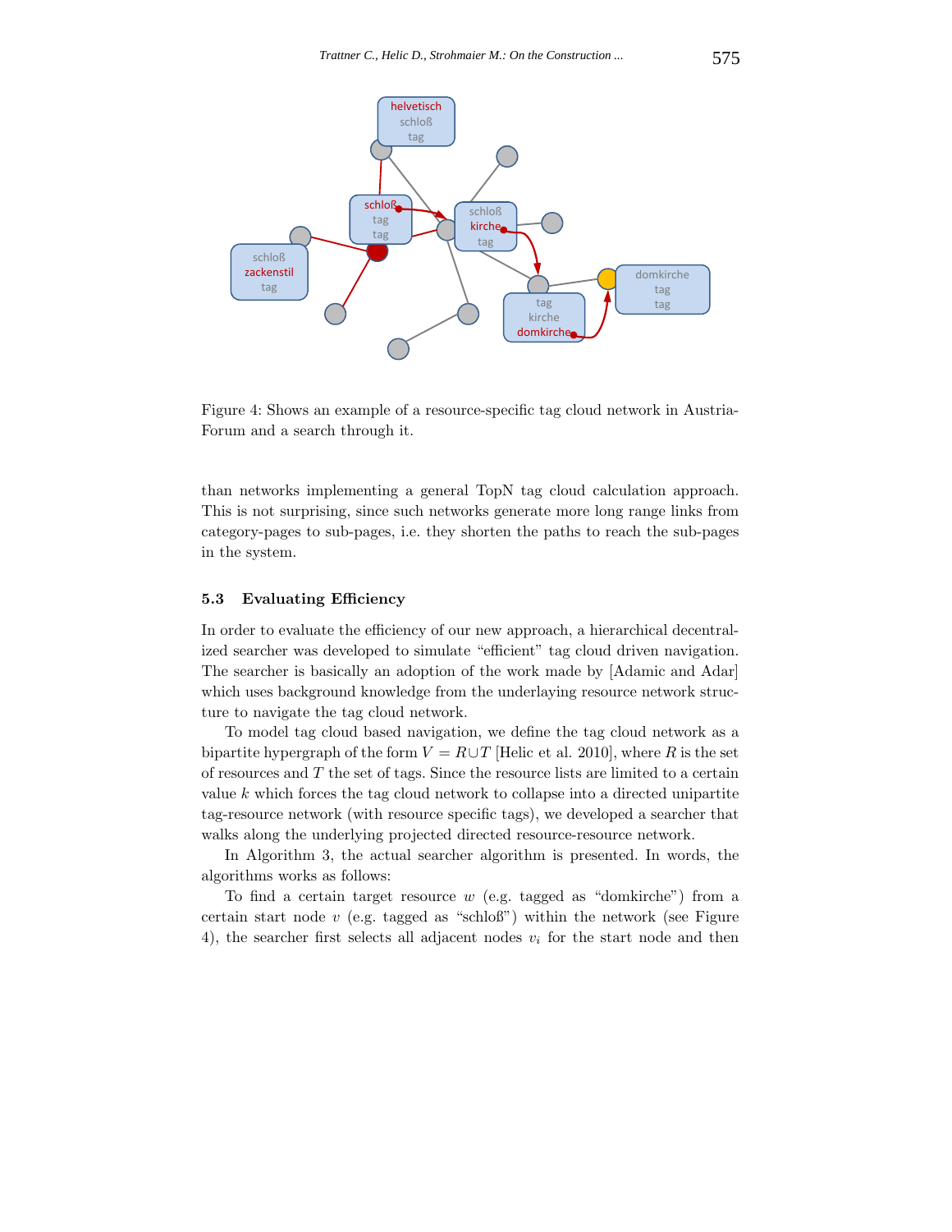Figure 4: Shows an example of a resource-specific tag cloud network in Austria-Forum and a search through it.

than networks implementing a general TopN tag cloud calculation approach. This is not surprising, since such networks generate more long range links from category-pages to sub-pages, i.e. they shorten the paths to reach the sub-pages in the system.

### 5.3 Evaluating Efficiency

In order to evaluate the efficiency of our new approach, a hierarchical decentralized searcher was developed to simulate "efficient" tag cloud driven navigation. The searcher is basically an adoption of the work made by [Adamic and Adar] which uses background knowledge from the underlaying resource network structure to navigate the tag cloud network.

To model tag cloud based navigation, we define the tag cloud network as a bipartite hypergraph of the form $V = R \cup T$ [Helic et al. 2010], where $R$ is the set of resources and $T$ the set of tags. Since the resource lists are limited to a certain value $k$ which forces the tag cloud network to collapse into a directed unipartite tag-resource network (with resource specific tags), we developed a searcher that walks along the underlying projected directed resource-resource network.

In Algorithm 3, the actual searcher algorithm is presented. In words, the algorithms works as follows:

To find a certain target resource $w$ (e.g. tagged as "domkirche") from a certain start node $v$ (e.g. tagged as "schloß") within the network (see Figure 4), the searcher first selects all adjacent nodes $v_i$ for the start node and then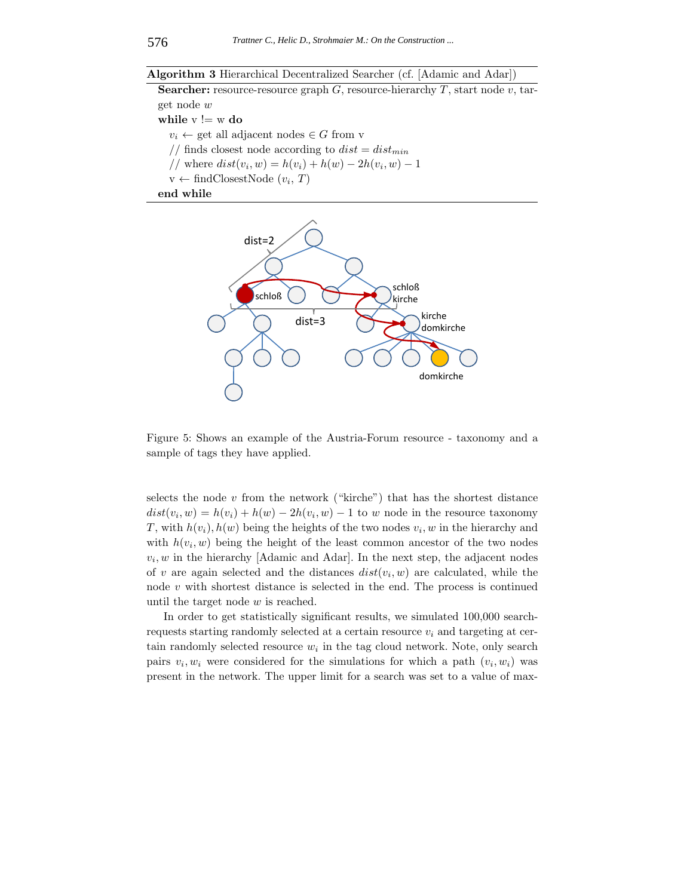**Algorithm 3** Hierarchical Decentralized Searcher (cf. [Adamic and Adar])

```
Searcher: resource-resource graph G, resource-hierarchy T, start node v, target node w
while v != w do
    v_i ← get all adjacent nodes ∈ G from v
    // finds closest node according to dist = dist_min
    // where dist(v_i, w) = h(v_i) + h(w) − 2h(v_i, w) − 1
    v ← findClosestNode (v_i, T)
end while
```

Figure 5: Shows an example of the Austria-Forum resource - taxonomy and a sample of tags they have applied.

selects the node $v$ from the network ("kirche") that has the shortest distance $dist(v_i, w) = h(v_i) + h(w) - 2h(v_i, w) - 1$ to $w$ node in the resource taxonomy $T$, with $h(v_i), h(w)$ being the heights of the two nodes $v_i, w$ in the hierarchy and with $h(v_i, w)$ being the height of the least common ancestor of the two nodes $v_i, w$ in the hierarchy [Adamic and Adar]. In the next step, the adjacent nodes of $v$ are again selected and the distances $dist(v_i, w)$ are calculated, while the node $v$ with shortest distance is selected in the end. The process is continued until the target node $w$ is reached.

In order to get statistically significant results, we simulated 100,000 search-requests starting randomly selected at a certain resource $v_i$ and targeting at certain randomly selected resource $w_i$ in the tag cloud network. Note, only search pairs $v_i, w_i$ were considered for the simulations for which a path $(v_i, w_i)$ was present in the network. The upper limit for a search was set to a value of max-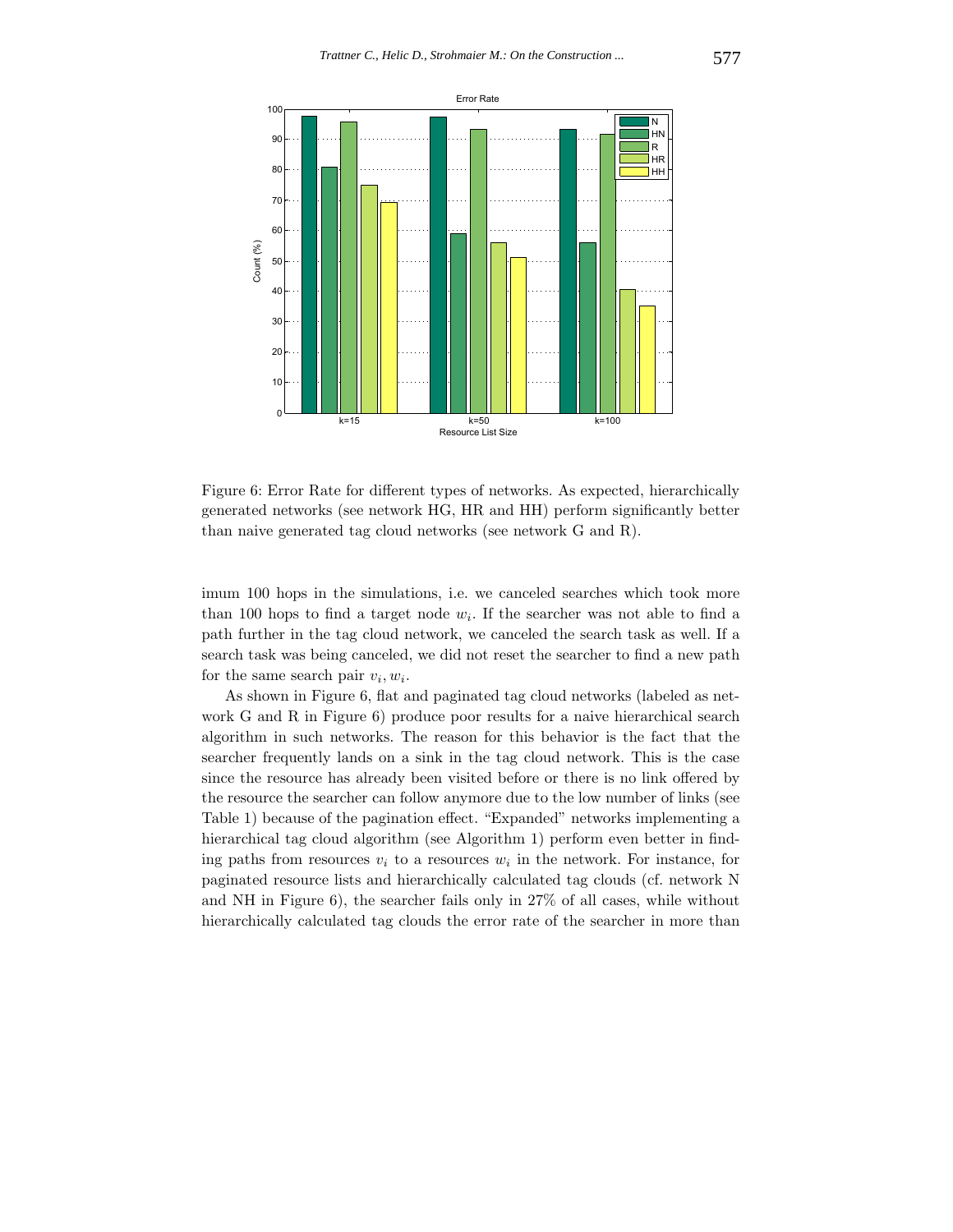Figure 6: Error Rate for different types of networks. As expected, hierarchically generated networks (see network HG, HR and HH) perform significantly better than naive generated tag cloud networks (see network G and R).

imum 100 hops in the simulations, i.e. we canceled searches which took more than 100 hops to find a target node $w_i$. If the searcher was not able to find a path further in the tag cloud network, we canceled the search task as well. If a search task was being canceled, we did not reset the searcher to find a new path for the same search pair $v_i, w_i$.

As shown in Figure 6, flat and paginated tag cloud networks (labeled as network G and R in Figure 6) produce poor results for a naive hierarchical search algorithm in such networks. The reason for this behavior is the fact that the searcher frequently lands on a sink in the tag cloud network. This is the case since the resource has already been visited before or there is no link offered by the resource the searcher can follow anymore due to the low number of links (see Table 1) because of the pagination effect. "Expanded" networks implementing a hierarchical tag cloud algorithm (see Algorithm 1) perform even better in finding paths from resources $v_i$ to a resources $w_i$ in the network. For instance, for paginated resource lists and hierarchically calculated tag clouds (cf. network N and NH in Figure 6), the searcher fails only in 27% of all cases, while without hierarchically calculated tag clouds the error rate of the searcher in more than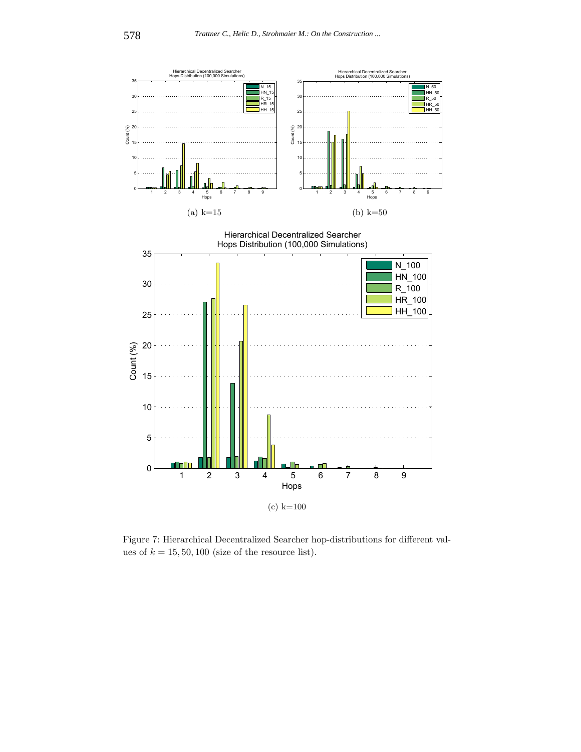(a) k=15

(b) k=50

(c) k=100

Figure 7: Hierarchical Decentralized Searcher hop-distributions for different values of $k = 15, 50, 100$ (size of the resource list).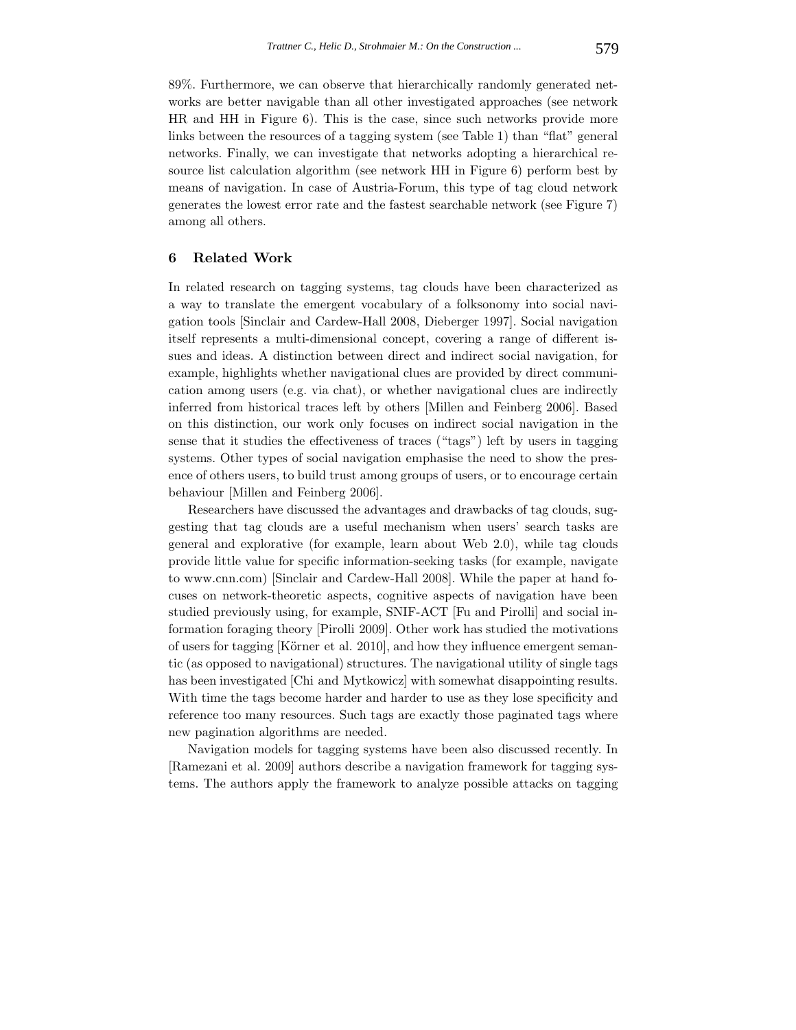89%. Furthermore, we can observe that hierarchically randomly generated networks are better navigable than all other investigated approaches (see network HR and HH in Figure 6). This is the case, since such networks provide more links between the resources of a tagging system (see Table 1) than "flat" general networks. Finally, we can investigate that networks adopting a hierarchical resource list calculation algorithm (see network HH in Figure 6) perform best by means of navigation. In case of Austria-Forum, this type of tag cloud network generates the lowest error rate and the fastest searchable network (see Figure 7) among all others.

## 6 Related Work

In related research on tagging systems, tag clouds have been characterized as a way to translate the emergent vocabulary of a folksonomy into social navigation tools [Sinclair and Cardew-Hall 2008, Dieberger 1997]. Social navigation itself represents a multi-dimensional concept, covering a range of different issues and ideas. A distinction between direct and indirect social navigation, for example, highlights whether navigational clues are provided by direct communication among users (e.g. via chat), or whether navigational clues are indirectly inferred from historical traces left by others [Millen and Feinberg 2006]. Based on this distinction, our work only focuses on indirect social navigation in the sense that it studies the effectiveness of traces ("tags") left by users in tagging systems. Other types of social navigation emphasise the need to show the presence of others users, to build trust among groups of users, or to encourage certain behaviour [Millen and Feinberg 2006].

Researchers have discussed the advantages and drawbacks of tag clouds, suggesting that tag clouds are a useful mechanism when users' search tasks are general and explorative (for example, learn about Web 2.0), while tag clouds provide little value for specific information-seeking tasks (for example, navigate to www.cnn.com) [Sinclair and Cardew-Hall 2008]. While the paper at hand focuses on network-theoretic aspects, cognitive aspects of navigation have been studied previously using, for example, SNIF-ACT [Fu and Pirolli] and social information foraging theory [Pirolli 2009]. Other work has studied the motivations of users for tagging [Körner et al. 2010], and how they influence emergent semantic (as opposed to navigational) structures. The navigational utility of single tags has been investigated [Chi and Mytkowicz] with somewhat disappointing results. With time the tags become harder and harder to use as they lose specificity and reference too many resources. Such tags are exactly those paginated tags where new pagination algorithms are needed.

Navigation models for tagging systems have been also discussed recently. In [Ramezani et al. 2009] authors describe a navigation framework for tagging systems. The authors apply the framework to analyze possible attacks on tagging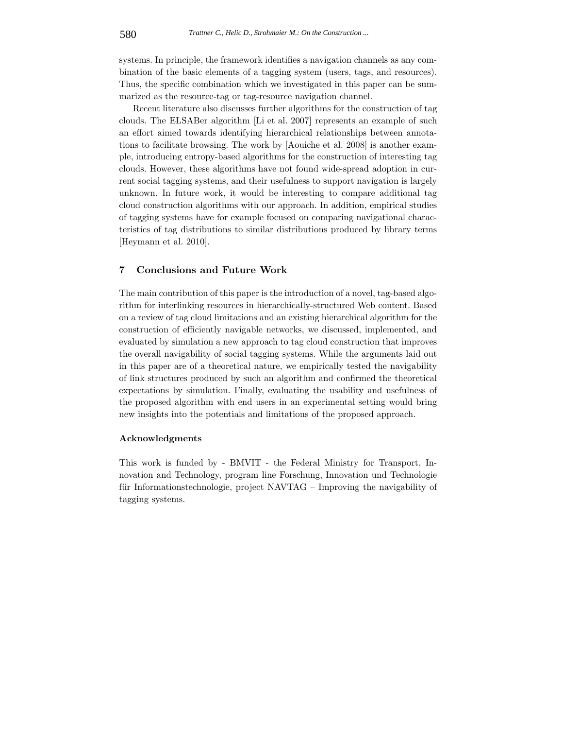systems. In principle, the framework identifies a navigation channels as any combination of the basic elements of a tagging system (users, tags, and resources). Thus, the specific combination which we investigated in this paper can be summarized as the resource-tag or tag-resource navigation channel.

Recent literature also discusses further algorithms for the construction of tag clouds. The ELSABer algorithm [Li et al. 2007] represents an example of such an effort aimed towards identifying hierarchical relationships between annotations to facilitate browsing. The work by [Aouiche et al. 2008] is another example, introducing entropy-based algorithms for the construction of interesting tag clouds. However, these algorithms have not found wide-spread adoption in current social tagging systems, and their usefulness to support navigation is largely unknown. In future work, it would be interesting to compare additional tag cloud construction algorithms with our approach. In addition, empirical studies of tagging systems have for example focused on comparing navigational characteristics of tag distributions to similar distributions produced by library terms [Heymann et al. 2010].

## 7 Conclusions and Future Work

The main contribution of this paper is the introduction of a novel, tag-based algorithm for interlinking resources in hierarchically-structured Web content. Based on a review of tag cloud limitations and an existing hierarchical algorithm for the construction of efficiently navigable networks, we discussed, implemented, and evaluated by simulation a new approach to tag cloud construction that improves the overall navigability of social tagging systems. While the arguments laid out in this paper are of a theoretical nature, we empirically tested the navigability of link structures produced by such an algorithm and confirmed the theoretical expectations by simulation. Finally, evaluating the usability and usefulness of the proposed algorithm with end users in an experimental setting would bring new insights into the potentials and limitations of the proposed approach.

### Acknowledgments

This work is funded by - BMVIT - the Federal Ministry for Transport, Innovation and Technology, program line Forschung, Innovation und Technologie für Informationstechnologie, project NAVTAG – Improving the navigability of tagging systems.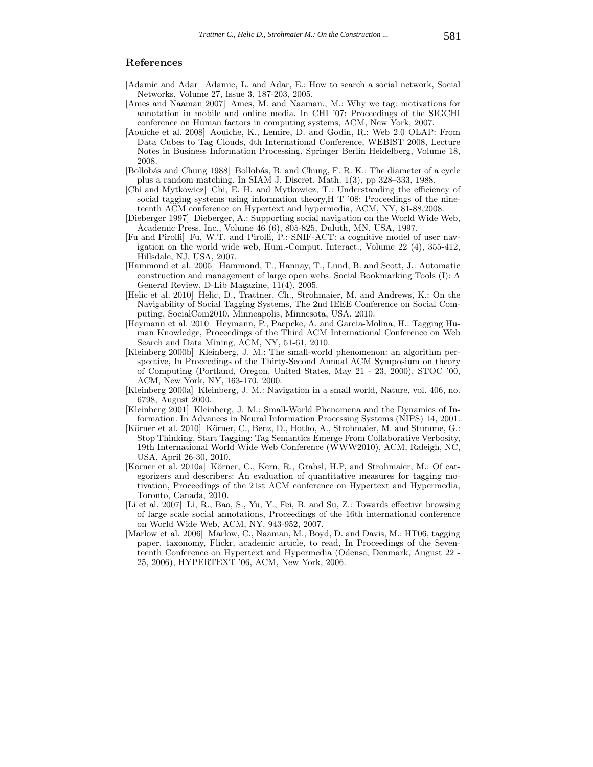## References

[Adamic and Adar] Adamic, L. and Adar, E.: How to search a social network, Social Networks, Volume 27, Issue 3, 187-203, 2005.

[Ames and Naaman 2007] Ames, M. and Naaman., M.: Why we tag: motivations for annotation in mobile and online media. In CHI '07: Proceedings of the SIGCHI conference on Human factors in computing systems, ACM, New York, 2007.

[Aouiche et al. 2008] Aouiche, K., Lemire, D. and Godin, R.: Web 2.0 OLAP: From Data Cubes to Tag Clouds, 4th International Conference, WEBIST 2008, Lecture Notes in Business Information Processing, Springer Berlin Heidelberg, Volume 18, 2008.

[Bollobás and Chung 1988] Bollobás, B. and Chung, F. R. K.: The diameter of a cycle plus a random matching. In SIAM J. Discret. Math. 1(3), pp 328–333, 1988.

[Chi and Mytkowicz] Chi, E. H. and Mytkowicz, T.: Understanding the efficiency of social tagging systems using information theory,H T '08: Proceedings of the nineteenth ACM conference on Hypertext and hypermedia, ACM, NY, 81-88,2008.

[Dieberger 1997] Dieberger, A.: Supporting social navigation on the World Wide Web, Academic Press, Inc., Volume 46 (6), 805-825, Duluth, MN, USA, 1997.

[Fu and Pirolli] Fu, W.T. and Pirolli, P.: SNIF-ACT: a cognitive model of user navigation on the world wide web, Hum.-Comput. Interact., Volume 22 (4), 355-412, Hillsdale, NJ, USA, 2007.

[Hammond et al. 2005] Hammond, T., Hannay, T., Lund, B. and Scott, J.: Automatic construction and management of large open webs. Social Bookmarking Tools (I): A General Review, D-Lib Magazine, 11(4), 2005.

[Helic et al. 2010] Helic, D., Trattner, Ch., Strohmaier, M. and Andrews, K.: On the Navigability of Social Tagging Systems, The 2nd IEEE Conference on Social Computing, SocialCom2010, Minneapolis, Minnesota, USA, 2010.

[Heymann et al. 2010] Heymann, P., Paepcke, A. and Garcia-Molina, H.: Tagging Human Knowledge, Proceedings of the Third ACM International Conference on Web Search and Data Mining, ACM, NY, 51-61, 2010.

[Kleinberg 2000b] Kleinberg, J. M.: The small-world phenomenon: an algorithm perspective, In Proceedings of the Thirty-Second Annual ACM Symposium on theory of Computing (Portland, Oregon, United States, May 21 - 23, 2000), STOC '00, ACM, New York, NY, 163-170, 2000.

[Kleinberg 2000a] Kleinberg, J. M.: Navigation in a small world, Nature, vol. 406, no. 6798, August 2000.

[Kleinberg 2001] Kleinberg, J. M.: Small-World Phenomena and the Dynamics of Information. In Advances in Neural Information Processing Systems (NIPS) 14, 2001.

[Körner et al. 2010] Körner, C., Benz, D., Hotho, A., Strohmaier, M. and Stumme, G.: Stop Thinking, Start Tagging: Tag Semantics Emerge From Collaborative Verbosity, 19th International World Wide Web Conference (WWW2010), ACM, Raleigh, NC, USA, April 26-30, 2010.

[Körner et al. 2010a] Körner, C., Kern, R., Grahsl, H.P, and Strohmaier, M.: Of categorizers and describers: An evaluation of quantitative measures for tagging motivation, Proceedings of the 21st ACM conference on Hypertext and Hypermedia, Toronto, Canada, 2010.

[Li et al. 2007] Li, R., Bao, S., Yu, Y., Fei, B. and Su, Z.: Towards effective browsing of large scale social annotations, Proceedings of the 16th international conference on World Wide Web, ACM, NY, 943-952, 2007.

[Marlow et al. 2006] Marlow, C., Naaman, M., Boyd, D. and Davis, M.: HT06, tagging paper, taxonomy, Flickr, academic article, to read, In Proceedings of the Seventeenth Conference on Hypertext and Hypermedia (Odense, Denmark, August 22 - 25, 2006), HYPERTEXT '06, ACM, New York, 2006.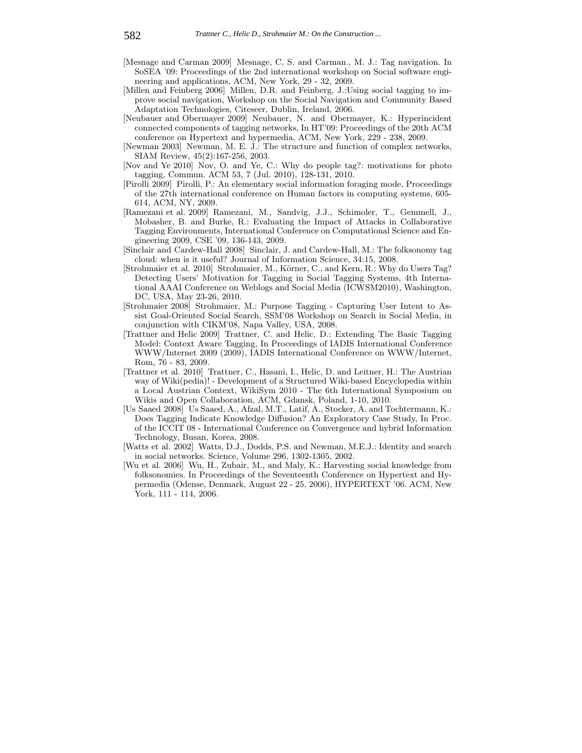[Mesnage and Carman 2009] Mesnage, C. S. and Carman., M. J.: Tag navigation. In SoSEA '09: Proceedings of the 2nd international workshop on Social software engineering and applications, ACM, New York, 29 - 32, 2009.

[Millen and Feinberg 2006] Millen, D.R. and Feinberg, J.:Using social tagging to improve social navigation, Workshop on the Social Navigation and Community Based Adaptation Technologies, Citeseer, Dublin, Ireland, 2006.

[Neubauer and Obermayer 2009] Neubauer, N. and Obermayer, K.: Hyperincident connected components of tagging networks, In HT'09: Proceedings of the 20th ACM conference on Hypertext and hypermedia, ACM, New York, 229 - 238, 2009.

[Newman 2003] Newman, M. E. J.: The structure and function of complex networks, SIAM Review, 45(2):167-256, 2003.

[Nov and Ye 2010] Nov, O. and Ye, C.: Why do people tag?: motivations for photo tagging, Commun. ACM 53, 7 (Jul. 2010), 128-131, 2010.

[Pirolli 2009] Pirolli, P.: An elementary social information foraging mode, Proceedings of the 27th international conference on Human factors in computing systems, 605-614, ACM, NY, 2009.

[Ramezani et al. 2009] Ramezani, M., Sandvig, J.J., Schimoler, T., Gemmell, J., Mobasher, B. and Burke, R.: Evaluating the Impact of Attacks in Collaborative Tagging Environments, International Conference on Computational Science and Engineering 2009, CSE '09, 136-143, 2009.

[Sinclair and Cardew-Hall 2008] Sinclair, J. and Cardew-Hall, M.: The folksonomy tag cloud: when is it useful? Journal of Information Science, 34:15, 2008.

[Strohmaier et al. 2010] Strohmaier, M., Körner, C., and Kern, R.: Why do Users Tag? Detecting Users' Motivation for Tagging in Social Tagging Systems, 4th International AAAI Conference on Weblogs and Social Media (ICWSM2010), Washington, DC, USA, May 23-26, 2010.

[Strohmaier 2008] Strohmaier, M.: Purpose Tagging - Capturing User Intent to Assist Goal-Oriented Social Search, SSM'08 Workshop on Search in Social Media, in conjunction with CIKM'08, Napa Valley, USA, 2008.

[Trattner and Helic 2009] Trattner, C. and Helic, D.: Extending The Basic Tagging Model: Context Aware Tagging, In Proceedings of IADIS International Conference WWW/Internet 2009 (2009), IADIS International Conference on WWW/Internet, Rom, 76 - 83, 2009.

[Trattner et al. 2010] Trattner, C., Hasani, I., Helic, D. and Leitner, H.: The Austrian way of Wiki(pedia)! - Development of a Structured Wiki-based Encyclopedia within a Local Austrian Context, WikiSym 2010 - The 6th International Symposium on Wikis and Open Collaboration, ACM, Gdansk, Poland, 1-10, 2010.

[Us Saaed 2008] Us Saaed, A., Afzal, M.T., Latif, A., Stocker, A. and Tochtermann, K.: Does Tagging Indicate Knowledge Diffusion? An Exploratory Case Study, In Proc. of the ICCIT 08 - International Conference on Convergence and hybrid Information Technology, Busan, Korea, 2008.

[Watts et al. 2002] Watts, D.J., Dodds, P.S. and Newman, M.E.J.: Identity and search in social networks. Science, Volume 296, 1302-1305, 2002.

[Wu et al. 2006] Wu, H., Zubair, M., and Maly, K.: Harvesting social knowledge from folksonomies. In Proceedings of the Seventeenth Conference on Hypertext and Hypermedia (Odense, Denmark, August 22 - 25, 2006), HYPERTEXT '06. ACM, New York, 111 - 114, 2006.